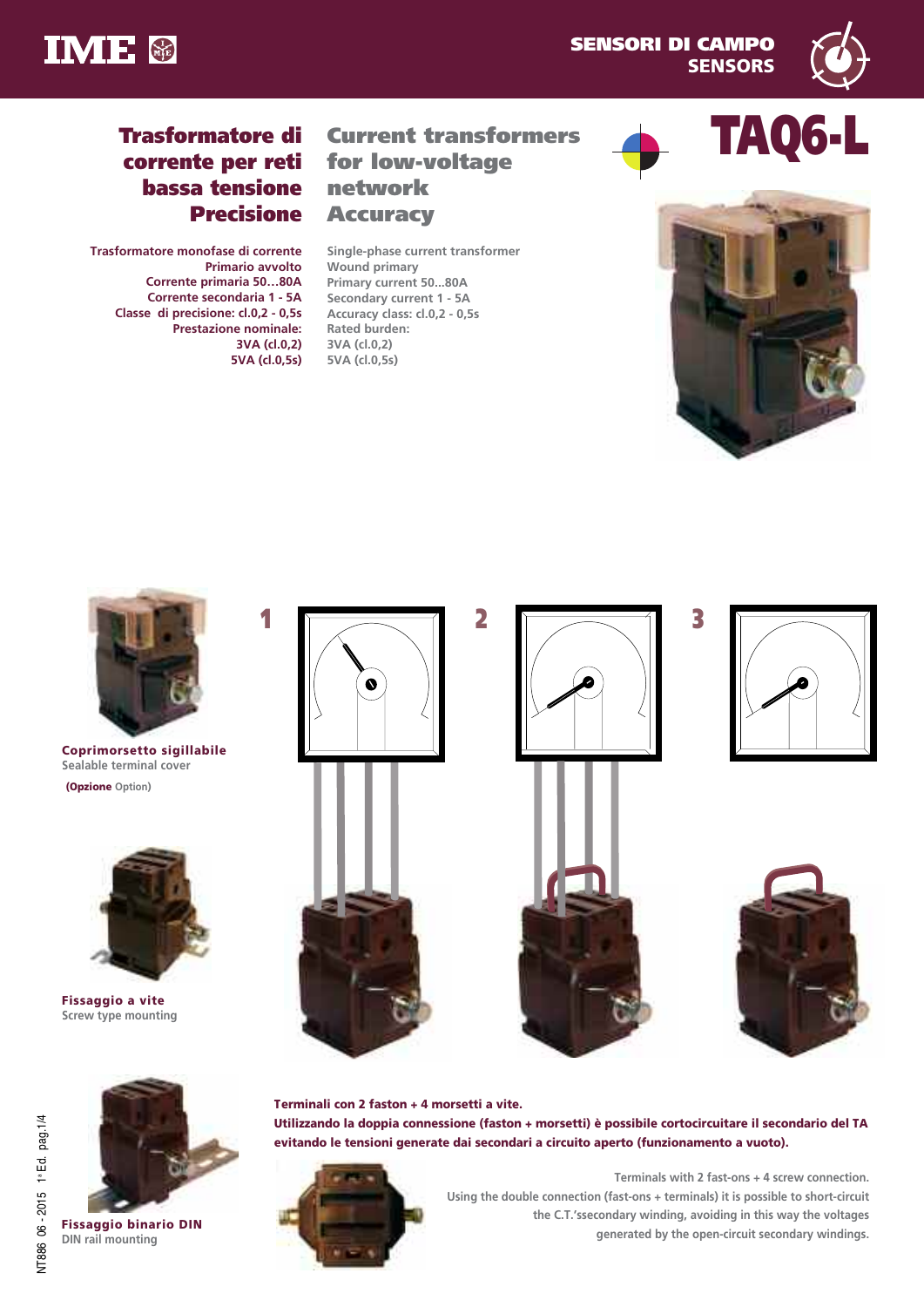IME

SENSORI DI CAMPO
SENSORS

# TAQ6-L

## Trasformatore di corrente per reti bassa tensione Precisione

## Current transformers for low-voltage network Accuracy

Trasformatore monofase di corrente
Primario avvolto
Corrente primaria 50…80A
Corrente secondaria 1 - 5A
Classe di precisione: cl.0,2 - 0,5s
Prestazione nominale:
3VA (cl.0,2)
5VA (cl.0,5s)

Single-phase current transformer
Wound primary
Primary current 50...80A
Secondary current 1 - 5A
Accuracy class: cl.0,2 - 0,5s
Rated burden:
3VA (cl.0,2)
5VA (cl.0,5s)

**Coprimorsetto sigillabile**
Sealable terminal cover
**(Opzione** Option)

**Fissaggio a vite**
Screw type mounting

**Fissaggio binario DIN**
DIN rail mounting

1

2

3

**Terminali con 2 faston + 4 morsetti a vite.**
**Utilizzando la doppia connessione (faston + morsetti) è possibile cortocircuitare il secondario del TA evitando le tensioni generate dai secondari a circuito aperto (funzionamento a vuoto).**

Terminals with 2 fast-ons + 4 screw connection.
Using the double connection (fast-ons + terminals) it is possible to short-circuit the C.T.'ssecondary winding, avoiding in this way the voltages generated by the open-circuit secondary windings.

NT886 06 - 2015 1° Ed. pag.1/4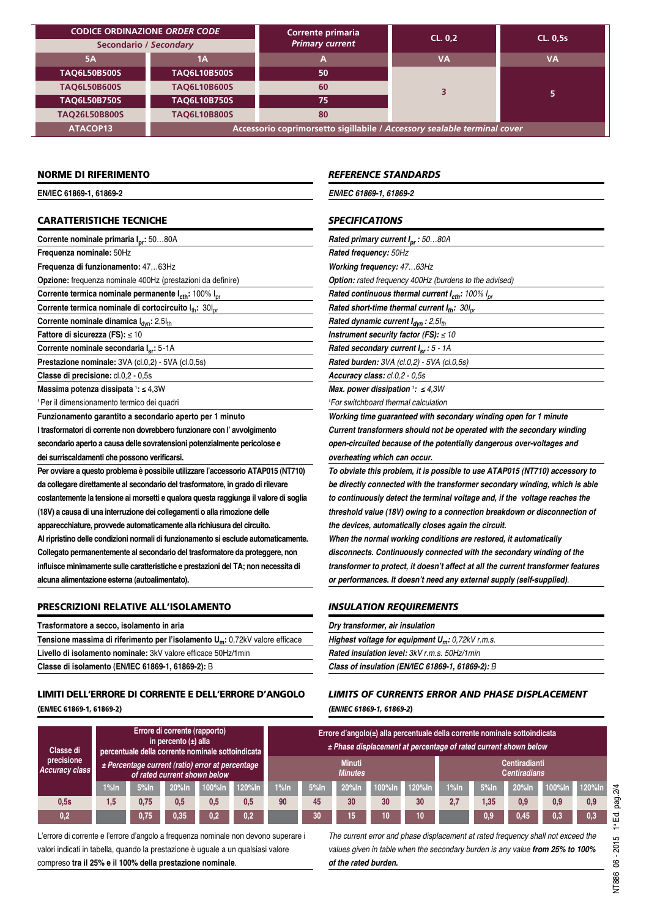| CODICE ORDINAZIONE *ORDER CODE* | | Corrente primaria *Primary current* | CL. 0,2 | CL. 0,5s |
|---|---|---|---|---|
| Secondario / *Secondary* | | | | |
| 5A | 1A | A | VA | VA |
| TAQ6L50B500S | TAQ6L10B500S | 50 | | |
| TAQ6L50B600S | TAQ6L10B600S | 60 | 3 | 5 |
| TAQ6L50B750S | TAQ6L10B750S | 75 | | |
| TAQ26L50B800S | TAQ6L10B800S | 80 | | |
| ATACOP13 | Accessorio coprimorsetto sigillabile / *Accessory sealable terminal cover* | | | |

## NORME DI RIFERIMENTO

**EN/IEC 61869-1, 61869-2**

## CARATTERISTICHE TECNICHE

**Corrente nominale primaria $I_{pr}$:** 50…80A

**Frequenza nominale:** 50Hz

**Frequenza di funzionamento:** 47…63Hz

**Opzione:** frequenza nominale 400Hz (prestazioni da definire)

**Corrente termica nominale permanente $I_{cth}$:** 100% $I_{pr}$

**Corrente termica nominale di cortocircuito** $I_{th}$**:** $30I_{pr}$

**Corrente nominale dinamica** $I_{dyn}$**:** $2{,}5I_{th}$

**Fattore di sicurezza (FS):** ≤ 10

**Corrente nominale secondaria $I_{sr}$:** 5-1A

**Prestazione nominale:** 3VA (cl.0,2) - 5VA (cl.0,5s)

**Classe di precisione:** cl.0,2 - 0,5s

**Massima potenza dissipata** [1]**:** ≤ 4,3W

[1] Per il dimensionamento termico dei quadri

**Funzionamento garantito a secondario aperto per 1 minuto**

**I trasformatori di corrente non dovrebbero funzionare con l' avvolgimento secondario aperto a causa delle sovratensioni potenzialmente pericolose e dei surriscaldamenti che possono verificarsi.**

**Per ovviare a questo problema è possibile utilizzare l'accessorio ATAP015 (NT710) da collegare direttamente al secondario del trasformatore, in grado di rilevare costantemente la tensione ai morsetti e qualora questa raggiunga il valore di soglia (18V) a causa di una interruzione dei collegamenti o alla rimozione delle apparecchiature, provvede automaticamente alla richiusura del circuito.**

**Al ripristino delle condizioni normali di funzionamento si esclude automaticamente. Collegato permanentemente al secondario del trasformatore da proteggere, non influisce minimamente sulle caratteristiche e prestazioni del TA; non necessita di alcuna alimentazione esterna (autoalimentato).**

## PRESCRIZIONI RELATIVE ALL'ISOLAMENTO

**Trasformatore a secco, isolamento in aria**

**Tensione massima di riferimento per l'isolamento $U_m$:** 0,72kV valore efficace

**Livello di isolamento nominale:** 3kV valore efficace 50Hz/1min

**Classe di isolamento (EN/IEC 61869-1, 61869-2):** B

## LIMITI DELL'ERRORE DI CORRENTE E DELL'ERRORE D'ANGOLO

**(EN/IEC 61869-1, 61869-2)**

## *REFERENCE STANDARDS*

***EN/IEC 61869-1, 61869-2***

## *SPECIFICATIONS*

***Rated primary current $I_{pr}$:*** *50…80A*

***Rated frequency:*** *50Hz*

***Working frequency:*** *47…63Hz*

***Option:*** *rated frequency 400Hz (burdens to the advised)*

***Rated continuous thermal current $I_{cth}$:*** *100% $I_{pr}$*

***Rated short-time thermal current $I_{th}$:*** *$30I_{pr}$*

***Rated dynamic current $I_{dyn}$:*** *$2{,}5I_{th}$*

***Instrument security factor (FS):*** *≤ 10*

***Rated secondary current $I_{sr}$:*** *5 - 1A*

***Rated burden:*** *3VA (cl.0,2) - 5VA (cl.0,5s)*

***Accuracy class:*** *cl.0,2 - 0,5s*

***Max. power dissipation*** [1]***:*** *≤ 4,3W*

*[1] For switchboard thermal calculation*

***Working time guaranteed with secondary winding open for 1 minute***

***Current transformers should not be operated with the secondary winding open-circuited because of the potentially dangerous over-voltages and overheating which can occur.***

***To obviate this problem, it is possible to use ATAP015 (NT710) accessory to be directly connected with the transformer secondary winding, which is able to continuously detect the terminal voltage and, if the voltage reaches the threshold value (18V) owing to a connection breakdown or disconnection of the devices, automatically closes again the circuit.***

***When the normal working conditions are restored, it automatically disconnects. Continuously connected with the secondary winding of the transformer to protect, it doesn't affect at all the current transformer features or performances. It doesn't need any external supply (self-supplied).***

## *INSULATION REQUIREMENTS*

***Dry transformer, air insulation***

***Highest voltage for equipment $U_m$:*** *0,72kV r.m.s.*

***Rated insulation level:*** *3kV r.m.s. 50Hz/1min*

***Class of insulation (EN/IEC 61869-1, 61869-2):*** *B*

## *LIMITS OF CURRENTS ERROR AND PHASE DISPLACEMENT*

***(EN/IEC 61869-1, 61869-2)***

| Classe di precisione *Accuracy class* | Errore di corrente (rapporto) in percento (±) alla percentuale della corrente nominale sottoindicata *± Percentage current (ratio) error at percentage of rated current shown below* | | | | | Errore d'angolo(±) alla percentuale della corrente nominale sottoindicata *± Phase displacement at percentage of rated current shown below* | | | | | | | | | |
|---|---|---|---|---|---|---|---|---|---|---|---|---|---|---|---|
| | | | | | | Minuti *Minutes* | | | | | Centiradianti *Centiradians* | | | | |
| | 1%In | 5%In | 20%In | 100%In | 120%In | 1%In | 5%In | 20%In | 100%In | 120%In | 1%In | 5%In | 20%In | 100%In | 120%In |
| 0,5s | 1,5 | 0,75 | 0,5 | 0,5 | 0,5 | 90 | 45 | 30 | 30 | 30 | 2,7 | 1,35 | 0,9 | 0,9 | 0,9 |
| 0,2 | | 0,75 | 0,35 | 0,2 | 0,2 | | 30 | 15 | 10 | 10 | | 0,9 | 0,45 | 0,3 | 0,3 |

L'errore di corrente e l'errore d'angolo a frequenza nominale non devono superare i valori indicati in tabella, quando la prestazione è uguale a un qualsiasi valore compreso **tra il 25% e il 100% della prestazione nominale**.

*The current error and phase displacement at rated frequency shall not exceed the values given in table when the secondary burden is any value* ***from 25% to 100% of the rated burden.***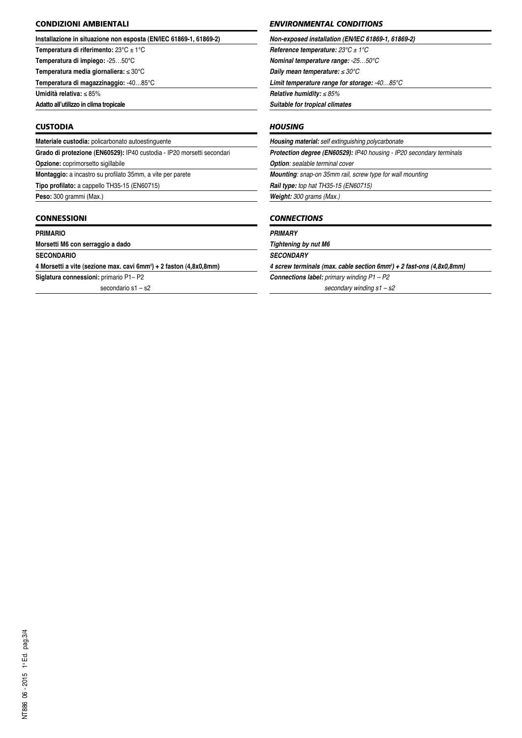## CONDIZIONI AMBIENTALI

**Installazione in situazione non esposta (EN/IEC 61869-1, 61869-2)**

**Temperatura di riferimento:** 23°C ± 1°C

**Temperatura di impiego:** -25…50°C

**Temperatura media giornaliera:** ≤ 30°C

**Temperatura di magazzinaggio:** -40…85°C

**Umidità relativa:** ≤ 85%

**Adatto all'utilizzo in clima tropicale**

## CUSTODIA

**Materiale custodia:** policarbonato autoestinguente

**Grado di protezione (EN60529):** IP40 custodia - IP20 morsetti secondari

**Opzione:** coprimorsetto sigillabile

**Montaggio:** a incastro su profilato 35mm, a vite per parete

**Tipo profilato:** a cappello TH35-15 (EN60715)

**Peso:** 300 grammi (Max.)

## CONNESSIONI

**PRIMARIO**

**Morsetti M6 con serraggio a dado**

**SECONDARIO**

**4 Morsetti a vite (sezione max. cavi 6mm²) + 2 faston (4,8x0,8mm)**

**Siglatura connessioni:** primario P1– P2

secondario s1 – s2

## *ENVIRONMENTAL CONDITIONS*

***Non-exposed installation (EN/IEC 61869-1, 61869-2)***

***Reference temperature:*** *23°C ± 1°C*

***Nominal temperature range:*** *-25…50°C*

***Daily mean temperature:*** *≤ 30°C*

***Limit temperature range for storage:*** *-40…85°C*

***Relative humidity:*** *≤ 85%*

***Suitable for tropical climates***

## *HOUSING*

***Housing material:*** *self extinguishing polycarbonate*

***Protection degree (EN60529):*** *IP40 housing - IP20 secondary terminals*

***Option****: sealable terminal cover*

***Mounting****: snap-on 35mm rail, screw type for wall mounting*

***Rail type:*** *top hat TH35-15 (EN60715)*

***Weight:*** *300 grams (Max.)*

## *CONNECTIONS*

***PRIMARY***

***Tightening by nut M6***

***SECONDARY***

***4 screw terminals (max. cable section 6mm²) + 2 fast-ons (4,8x0,8mm)***

***Connections label:*** *primary winding P1 – P2*

*secondary winding s1 – s2*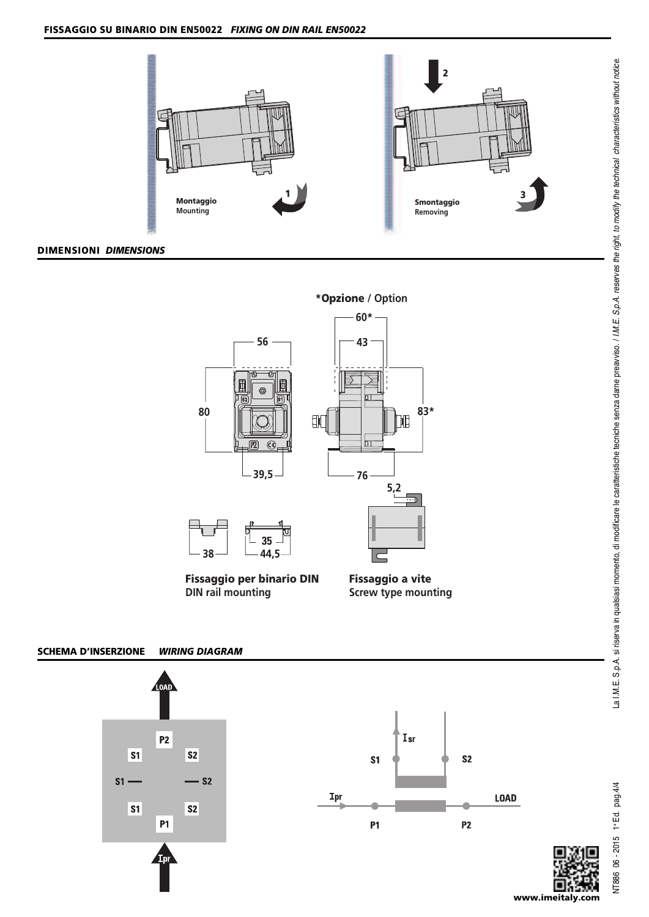## FISSAGGIO SU BINARIO DIN EN50022 *FIXING ON DIN RAIL EN50022*

**Montaggio**
Mounting

1

**Smontaggio**
Removing

2

3

## DIMENSIONI *DIMENSIONS*

***Opzione** / Option

60*

56

43

80

83*

39,5

76

5,2

38

35

44,5

**Fissaggio per binario DIN**
DIN rail mounting

**Fissaggio a vite**
Screw type mounting

## SCHEMA D'INSERZIONE *WIRING DIAGRAM*

LOAD

P2

S1 S2

S1 — — S2

S1 S2

P1

Ipr

$I_{sr}$

S1 S2

$I_{pr}$ LOAD

P1 P2

La I.M.E. S.p.A. si riserva in qualsiasi momento, di modificare le caratteristiche tecniche senza darne preavviso. / *I.M.E. S.p.A. reserves the right, to modify the technical characteristics without notice.*

NT886 06 - 2015 1ª Ed.

www.imeitaly.com